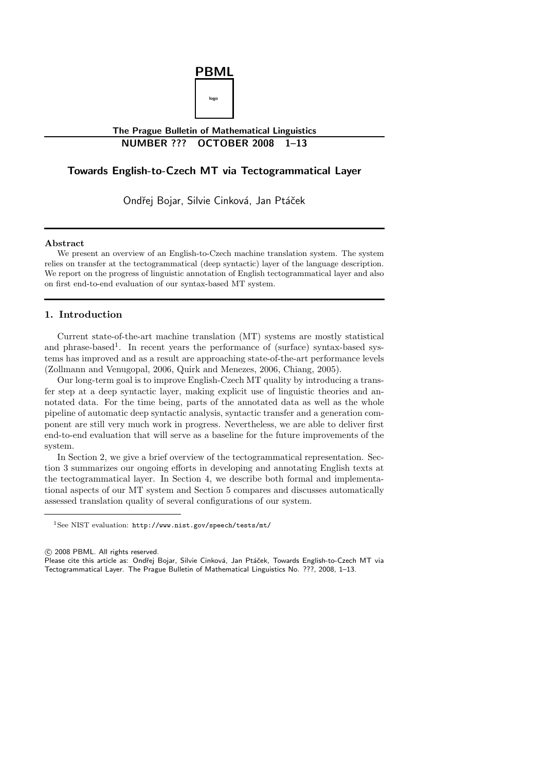# Towards English-to-Czech MT via Tectogrammatical Layer

Ondřej Bojar, Silvie Cinková, Jan Ptáček

### Abstract

We present an overview of an English-to-Czech machine translation system. The system relies on transfer at the tectogrammatical (deep syntactic) layer of the language description. We report on the progress of linguistic annotation of English tectogrammatical layer and also on first end-to-end evaluation of our syntax-based MT system.

## 1. Introduction

Current state-of-the-art machine translation (MT) systems are mostly statistical and phrase-based[1]. In recent years the performance of (surface) syntax-based systems has improved and as a result are approaching state-of-the-art performance levels (Zollmann and Venugopal, 2006, Quirk and Menezes, 2006, Chiang, 2005).

Our long-term goal is to improve English-Czech MT quality by introducing a transfer step at a deep syntactic layer, making explicit use of linguistic theories and annotated data. For the time being, parts of the annotated data as well as the whole pipeline of automatic deep syntactic analysis, syntactic transfer and a generation component are still very much work in progress. Nevertheless, we are able to deliver first end-to-end evaluation that will serve as a baseline for the future improvements of the system.

In Section 2, we give a brief overview of the tectogrammatical representation. Section 3 summarizes our ongoing efforts in developing and annotating English texts at the tectogrammatical layer. In Section 4, we describe both formal and implementational aspects of our MT system and Section 5 compares and discusses automatically assessed translation quality of several configurations of our system.

[1] See NIST evaluation: http://www.nist.gov/speech/tests/mt/

© 2008 PBML. All rights reserved.
Please cite this article as: Ondřej Bojar, Silvie Cinková, Jan Ptáček, Towards English-to-Czech MT via Tectogrammatical Layer. The Prague Bulletin of Mathematical Linguistics No. ???, 2008, 1–13.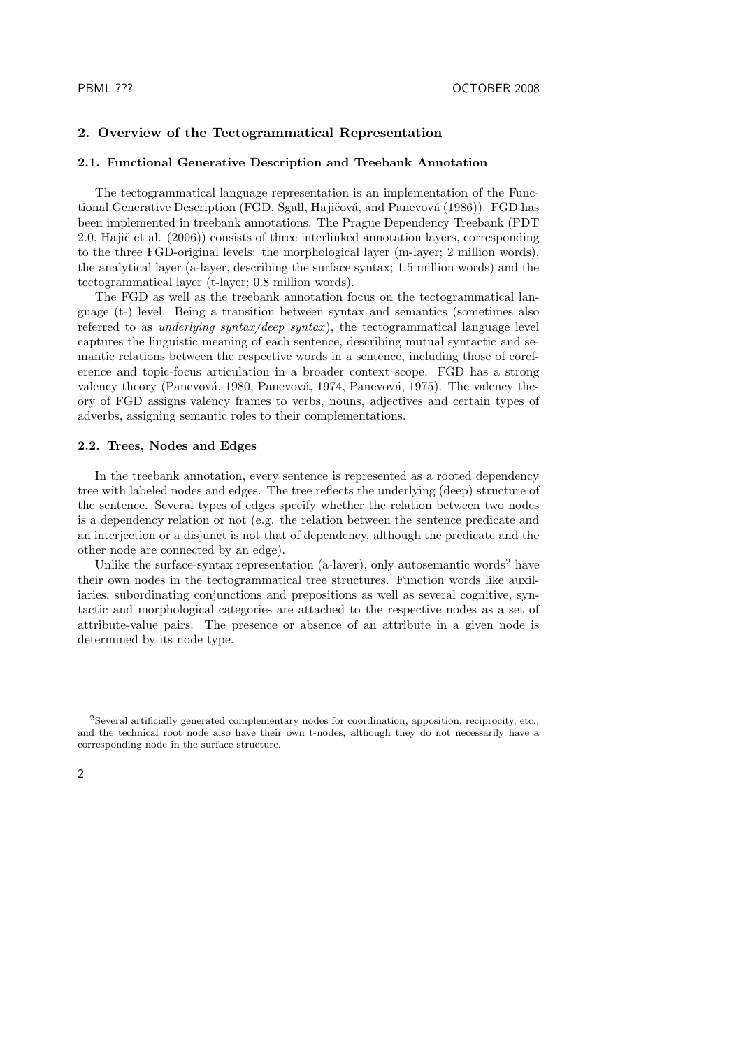## 2. Overview of the Tectogrammatical Representation

### 2.1. Functional Generative Description and Treebank Annotation

The tectogrammatical language representation is an implementation of the Functional Generative Description (FGD, Sgall, Hajičová, and Panevová (1986)). FGD has been implemented in treebank annotations. The Prague Dependency Treebank (PDT 2.0, Hajič et al. (2006)) consists of three interlinked annotation layers, corresponding to the three FGD-original levels: the morphological layer (m-layer; 2 million words), the analytical layer (a-layer, describing the surface syntax; 1.5 million words) and the tectogrammatical layer (t-layer; 0.8 million words).

The FGD as well as the treebank annotation focus on the tectogrammatical language (t-) level. Being a transition between syntax and semantics (sometimes also referred to as *underlying syntax/deep syntax*), the tectogrammatical language level captures the linguistic meaning of each sentence, describing mutual syntactic and semantic relations between the respective words in a sentence, including those of coreference and topic-focus articulation in a broader context scope. FGD has a strong valency theory (Panevová, 1980, Panevová, 1974, Panevová, 1975). The valency theory of FGD assigns valency frames to verbs, nouns, adjectives and certain types of adverbs, assigning semantic roles to their complementations.

### 2.2. Trees, Nodes and Edges

In the treebank annotation, every sentence is represented as a rooted dependency tree with labeled nodes and edges. The tree reflects the underlying (deep) structure of the sentence. Several types of edges specify whether the relation between two nodes is a dependency relation or not (e.g. the relation between the sentence predicate and an interjection or a disjunct is not that of dependency, although the predicate and the other node are connected by an edge).

Unlike the surface-syntax representation (a-layer), only autosemantic words[2] have their own nodes in the tectogrammatical tree structures. Function words like auxiliaries, subordinating conjunctions and prepositions as well as several cognitive, syntactic and morphological categories are attached to the respective nodes as a set of attribute-value pairs. The presence or absence of an attribute in a given node is determined by its node type.

[2] Several artificially generated complementary nodes for coordination, apposition, reciprocity, etc., and the technical root node also have their own t-nodes, although they do not necessarily have a corresponding node in the surface structure.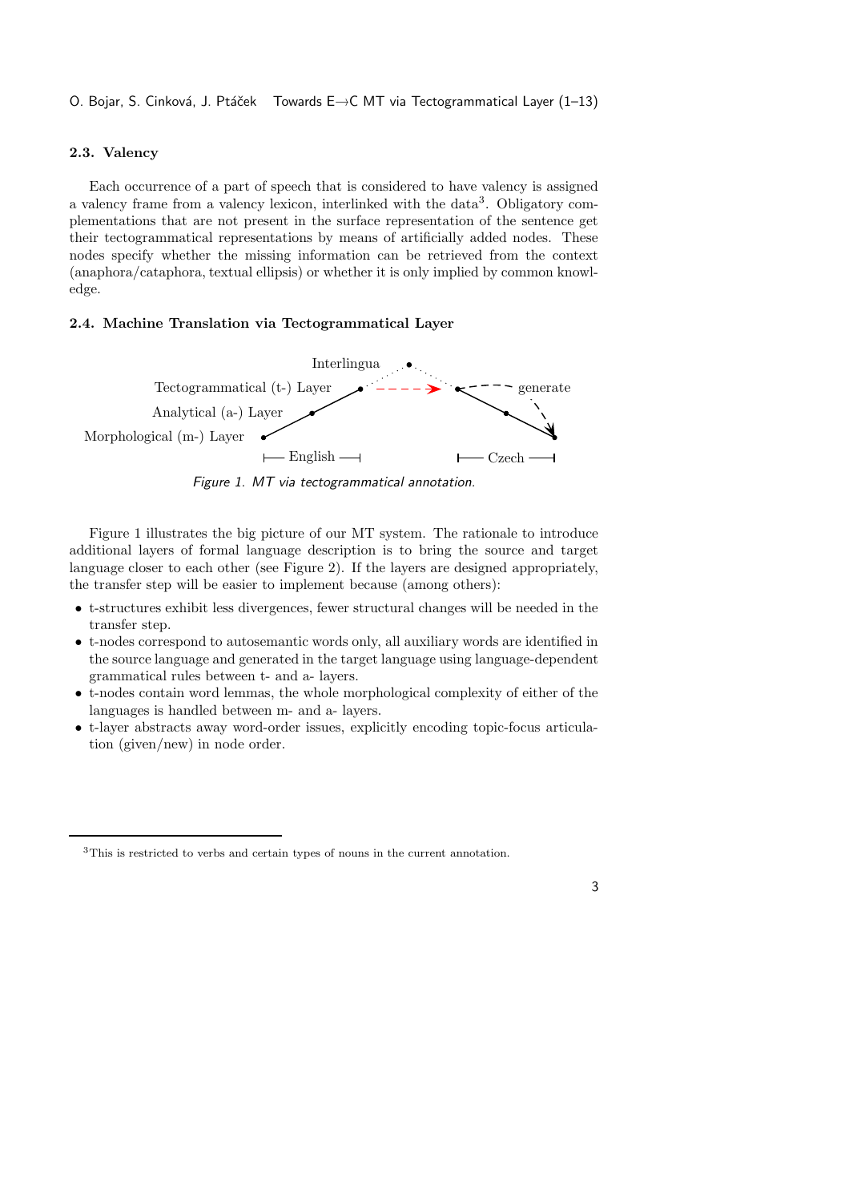### 2.3. Valency

Each occurrence of a part of speech that is considered to have valency is assigned a valency frame from a valency lexicon, interlinked with the data[3]. Obligatory complementations that are not present in the surface representation of the sentence get their tectogrammatical representations by means of artificially added nodes. These nodes specify whether the missing information can be retrieved from the context (anaphora/cataphora, textual ellipsis) or whether it is only implied by common knowledge.

### 2.4. Machine Translation via Tectogrammatical Layer

*Figure 1. MT via tectogrammatical annotation.*

Figure 1 illustrates the big picture of our MT system. The rationale to introduce additional layers of formal language description is to bring the source and target language closer to each other (see Figure 2). If the layers are designed appropriately, the transfer step will be easier to implement because (among others):

- t-structures exhibit less divergences, fewer structural changes will be needed in the transfer step.
- t-nodes correspond to autosemantic words only, all auxiliary words are identified in the source language and generated in the target language using language-dependent grammatical rules between t- and a- layers.
- t-nodes contain word lemmas, the whole morphological complexity of either of the languages is handled between m- and a- layers.
- t-layer abstracts away word-order issues, explicitly encoding topic-focus articulation (given/new) in node order.

[3] This is restricted to verbs and certain types of nouns in the current annotation.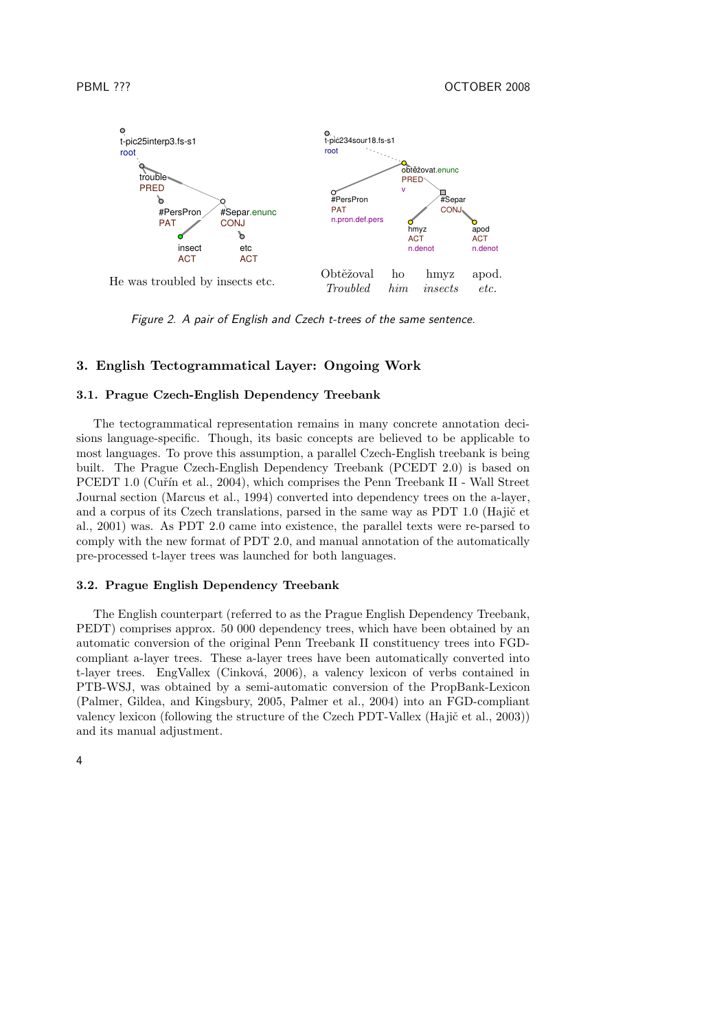He was troubled by insects etc.

Obtěžoval ho hmyz apod.
*Troubled him insects etc.*

*Figure 2. A pair of English and Czech t-trees of the same sentence.*

## 3. English Tectogrammatical Layer: Ongoing Work

### 3.1. Prague Czech-English Dependency Treebank

The tectogrammatical representation remains in many concrete annotation decisions language-specific. Though, its basic concepts are believed to be applicable to most languages. To prove this assumption, a parallel Czech-English treebank is being built. The Prague Czech-English Dependency Treebank (PCEDT 2.0) is based on PCEDT 1.0 (Cuřín et al., 2004), which comprises the Penn Treebank II - Wall Street Journal section (Marcus et al., 1994) converted into dependency trees on the a-layer, and a corpus of its Czech translations, parsed in the same way as PDT 1.0 (Hajič et al., 2001) was. As PDT 2.0 came into existence, the parallel texts were re-parsed to comply with the new format of PDT 2.0, and manual annotation of the automatically pre-processed t-layer trees was launched for both languages.

### 3.2. Prague English Dependency Treebank

The English counterpart (referred to as the Prague English Dependency Treebank, PEDT) comprises approx. 50 000 dependency trees, which have been obtained by an automatic conversion of the original Penn Treebank II constituency trees into FGD-compliant a-layer trees. These a-layer trees have been automatically converted into t-layer trees. EngVallex (Cinková, 2006), a valency lexicon of verbs contained in PTB-WSJ, was obtained by a semi-automatic conversion of the PropBank-Lexicon (Palmer, Gildea, and Kingsbury, 2005, Palmer et al., 2004) into an FGD-compliant valency lexicon (following the structure of the Czech PDT-Vallex (Hajič et al., 2003)) and its manual adjustment.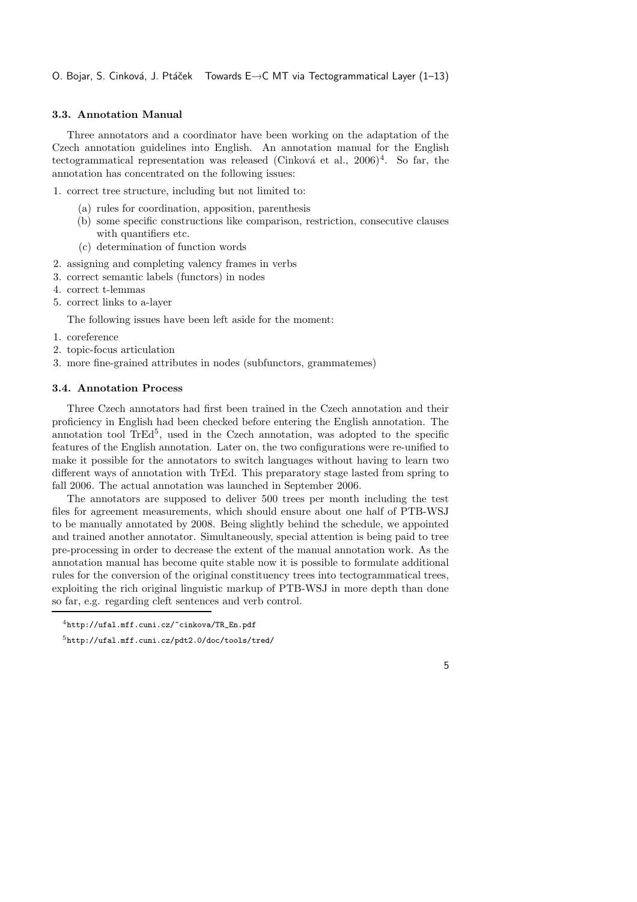### 3.3. Annotation Manual

Three annotators and a coordinator have been working on the adaptation of the Czech annotation guidelines into English. An annotation manual for the English tectogrammatical representation was released (Cinková et al., 2006)[4]. So far, the annotation has concentrated on the following issues:

1. correct tree structure, including but not limited to:
   (a) rules for coordination, apposition, parenthesis
   (b) some specific constructions like comparison, restriction, consecutive clauses with quantifiers etc.
   (c) determination of function words
2. assigning and completing valency frames in verbs
3. correct semantic labels (functors) in nodes
4. correct t-lemmas
5. correct links to a-layer

The following issues have been left aside for the moment:

1. coreference
2. topic-focus articulation
3. more fine-grained attributes in nodes (subfunctors, grammatemes)

### 3.4. Annotation Process

Three Czech annotators had first been trained in the Czech annotation and their proficiency in English had been checked before entering the English annotation. The annotation tool TrEd[5], used in the Czech annotation, was adopted to the specific features of the English annotation. Later on, the two configurations were re-unified to make it possible for the annotators to switch languages without having to learn two different ways of annotation with TrEd. This preparatory stage lasted from spring to fall 2006. The actual annotation was launched in September 2006.

The annotators are supposed to deliver 500 trees per month including the test files for agreement measurements, which should ensure about one half of PTB-WSJ to be manually annotated by 2008. Being slightly behind the schedule, we appointed and trained another annotator. Simultaneously, special attention is being paid to tree pre-processing in order to decrease the extent of the manual annotation work. As the annotation manual has become quite stable now it is possible to formulate additional rules for the conversion of the original constituency trees into tectogrammatical trees, exploiting the rich original linguistic markup of PTB-WSJ in more depth than done so far, e.g. regarding cleft sentences and verb control.

[4] http://ufal.mff.cuni.cz/~cinkova/TR_En.pdf

[5] http://ufal.mff.cuni.cz/pdt2.0/doc/tools/tred/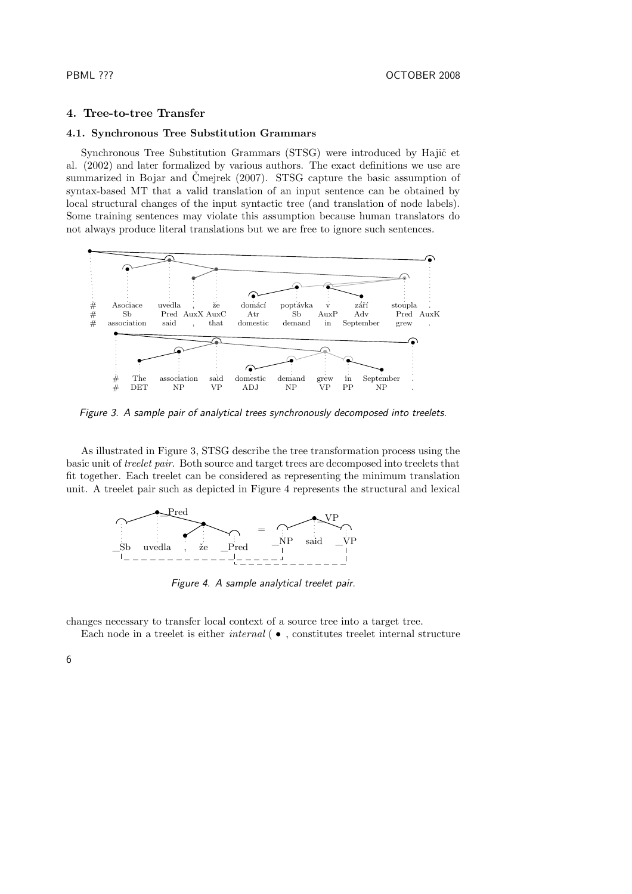## 4. Tree-to-tree Transfer

### 4.1. Synchronous Tree Substitution Grammars

Synchronous Tree Substitution Grammars (STSG) were introduced by Hajič et al. (2002) and later formalized by various authors. The exact definitions we use are summarized in Bojar and Čmejrek (2007). STSG capture the basic assumption of syntax-based MT that a valid translation of an input sentence can be obtained by local structural changes of the input syntactic tree (and translation of node labels). Some training sentences may violate this assumption because human translators do not always produce literal translations but we are free to ignore such sentences.

Figure 3. A sample pair of analytical trees synchronously decomposed into treelets.

As illustrated in Figure 3, STSG describe the tree transformation process using the basic unit of *treelet pair*. Both source and target trees are decomposed into treelets that fit together. Each treelet can be considered as representing the minimum translation unit. A treelet pair such as depicted in Figure 4 represents the structural and lexical changes necessary to transfer local context of a source tree into a target tree.

Figure 4. A sample analytical treelet pair.

Each node in a treelet is either *internal* ( • , constitutes treelet internal structure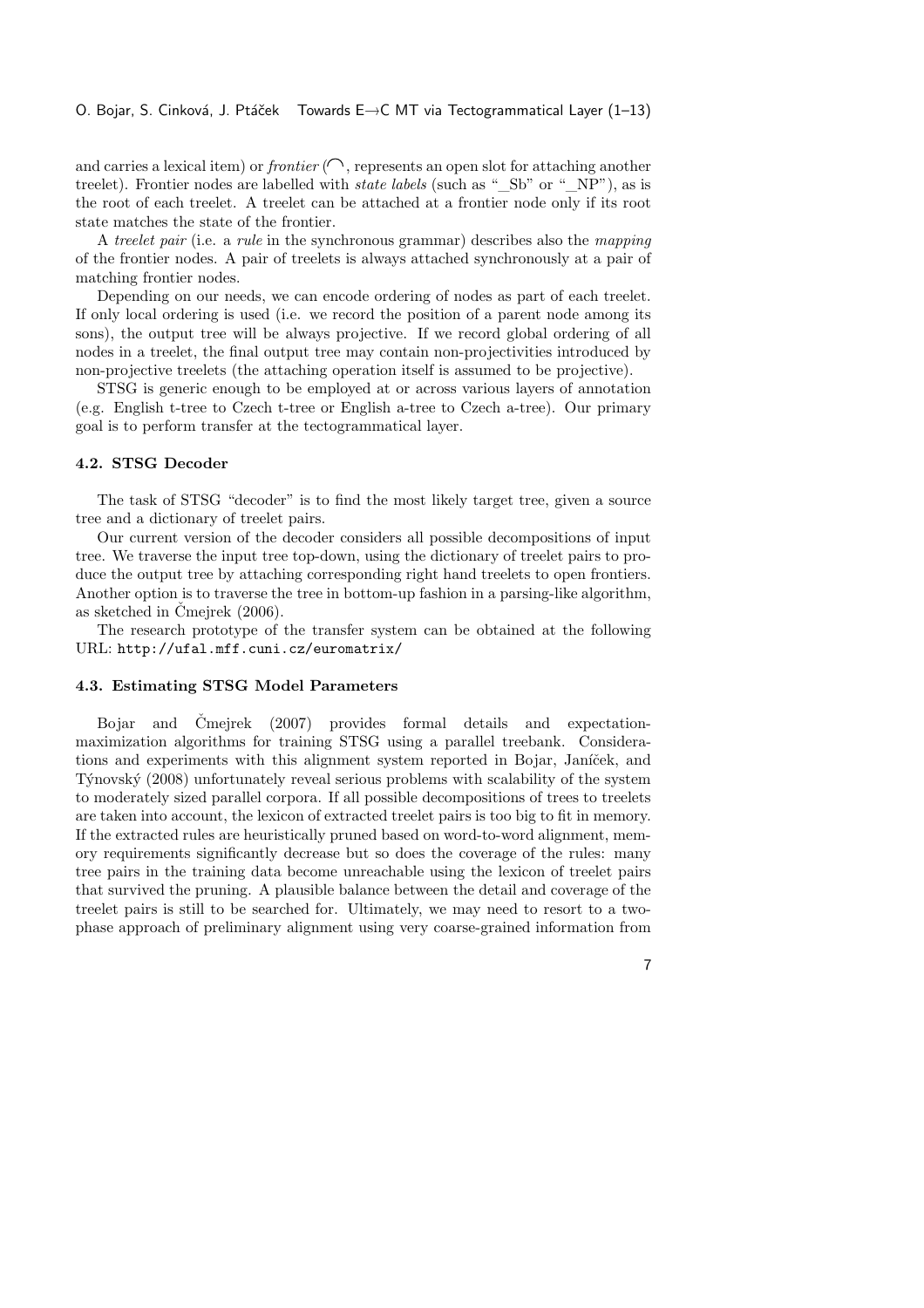and carries a lexical item) or *frontier* (⌒, represents an open slot for attaching another treelet). Frontier nodes are labelled with *state labels* (such as "_Sb" or "_NP"), as is the root of each treelet. A treelet can be attached at a frontier node only if its root state matches the state of the frontier.

A *treelet pair* (i.e. a *rule* in the synchronous grammar) describes also the *mapping* of the frontier nodes. A pair of treelets is always attached synchronously at a pair of matching frontier nodes.

Depending on our needs, we can encode ordering of nodes as part of each treelet. If only local ordering is used (i.e. we record the position of a parent node among its sons), the output tree will be always projective. If we record global ordering of all nodes in a treelet, the final output tree may contain non-projectivities introduced by non-projective treelets (the attaching operation itself is assumed to be projective).

STSG is generic enough to be employed at or across various layers of annotation (e.g. English t-tree to Czech t-tree or English a-tree to Czech a-tree). Our primary goal is to perform transfer at the tectogrammatical layer.

### 4.2. STSG Decoder

The task of STSG "decoder" is to find the most likely target tree, given a source tree and a dictionary of treelet pairs.

Our current version of the decoder considers all possible decompositions of input tree. We traverse the input tree top-down, using the dictionary of treelet pairs to produce the output tree by attaching corresponding right hand treelets to open frontiers. Another option is to traverse the tree in bottom-up fashion in a parsing-like algorithm, as sketched in Čmejrek (2006).

The research prototype of the transfer system can be obtained at the following URL: `http://ufal.mff.cuni.cz/euromatrix/`

### 4.3. Estimating STSG Model Parameters

Bojar and Čmejrek (2007) provides formal details and expectation-maximization algorithms for training STSG using a parallel treebank. Considerations and experiments with this alignment system reported in Bojar, Janíček, and Týnovský (2008) unfortunately reveal serious problems with scalability of the system to moderately sized parallel corpora. If all possible decompositions of trees to treelets are taken into account, the lexicon of extracted treelet pairs is too big to fit in memory. If the extracted rules are heuristically pruned based on word-to-word alignment, memory requirements significantly decrease but so does the coverage of the rules: many tree pairs in the training data become unreachable using the lexicon of treelet pairs that survived the pruning. A plausible balance between the detail and coverage of the treelet pairs is still to be searched for. Ultimately, we may need to resort to a two-phase approach of preliminary alignment using very coarse-grained information from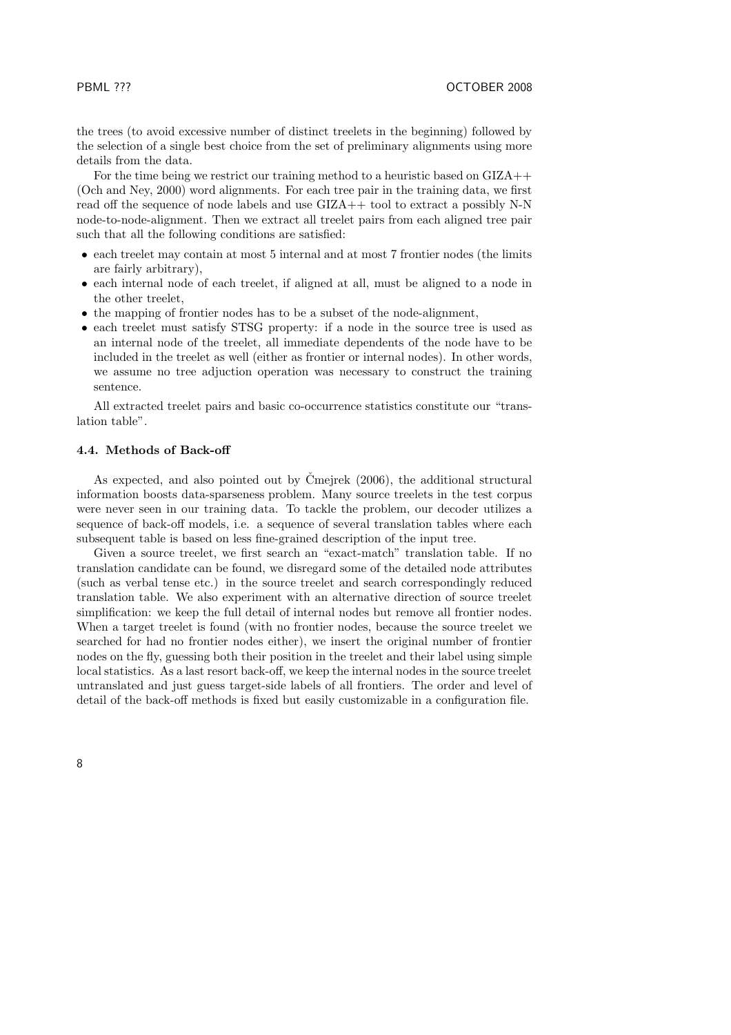the trees (to avoid excessive number of distinct treelets in the beginning) followed by the selection of a single best choice from the set of preliminary alignments using more details from the data.

For the time being we restrict our training method to a heuristic based on GIZA++ (Och and Ney, 2000) word alignments. For each tree pair in the training data, we first read off the sequence of node labels and use GIZA++ tool to extract a possibly N-N node-to-node-alignment. Then we extract all treelet pairs from each aligned tree pair such that all the following conditions are satisfied:

- each treelet may contain at most 5 internal and at most 7 frontier nodes (the limits are fairly arbitrary),
- each internal node of each treelet, if aligned at all, must be aligned to a node in the other treelet,
- the mapping of frontier nodes has to be a subset of the node-alignment,
- each treelet must satisfy STSG property: if a node in the source tree is used as an internal node of the treelet, all immediate dependents of the node have to be included in the treelet as well (either as frontier or internal nodes). In other words, we assume no tree adjuction operation was necessary to construct the training sentence.

All extracted treelet pairs and basic co-occurrence statistics constitute our "translation table".

### 4.4. Methods of Back-off

As expected, and also pointed out by Čmejrek (2006), the additional structural information boosts data-sparseness problem. Many source treelets in the test corpus were never seen in our training data. To tackle the problem, our decoder utilizes a sequence of back-off models, i.e. a sequence of several translation tables where each subsequent table is based on less fine-grained description of the input tree.

Given a source treelet, we first search an "exact-match" translation table. If no translation candidate can be found, we disregard some of the detailed node attributes (such as verbal tense etc.) in the source treelet and search correspondingly reduced translation table. We also experiment with an alternative direction of source treelet simplification: we keep the full detail of internal nodes but remove all frontier nodes. When a target treelet is found (with no frontier nodes, because the source treelet we searched for had no frontier nodes either), we insert the original number of frontier nodes on the fly, guessing both their position in the treelet and their label using simple local statistics. As a last resort back-off, we keep the internal nodes in the source treelet untranslated and just guess target-side labels of all frontiers. The order and level of detail of the back-off methods is fixed but easily customizable in a configuration file.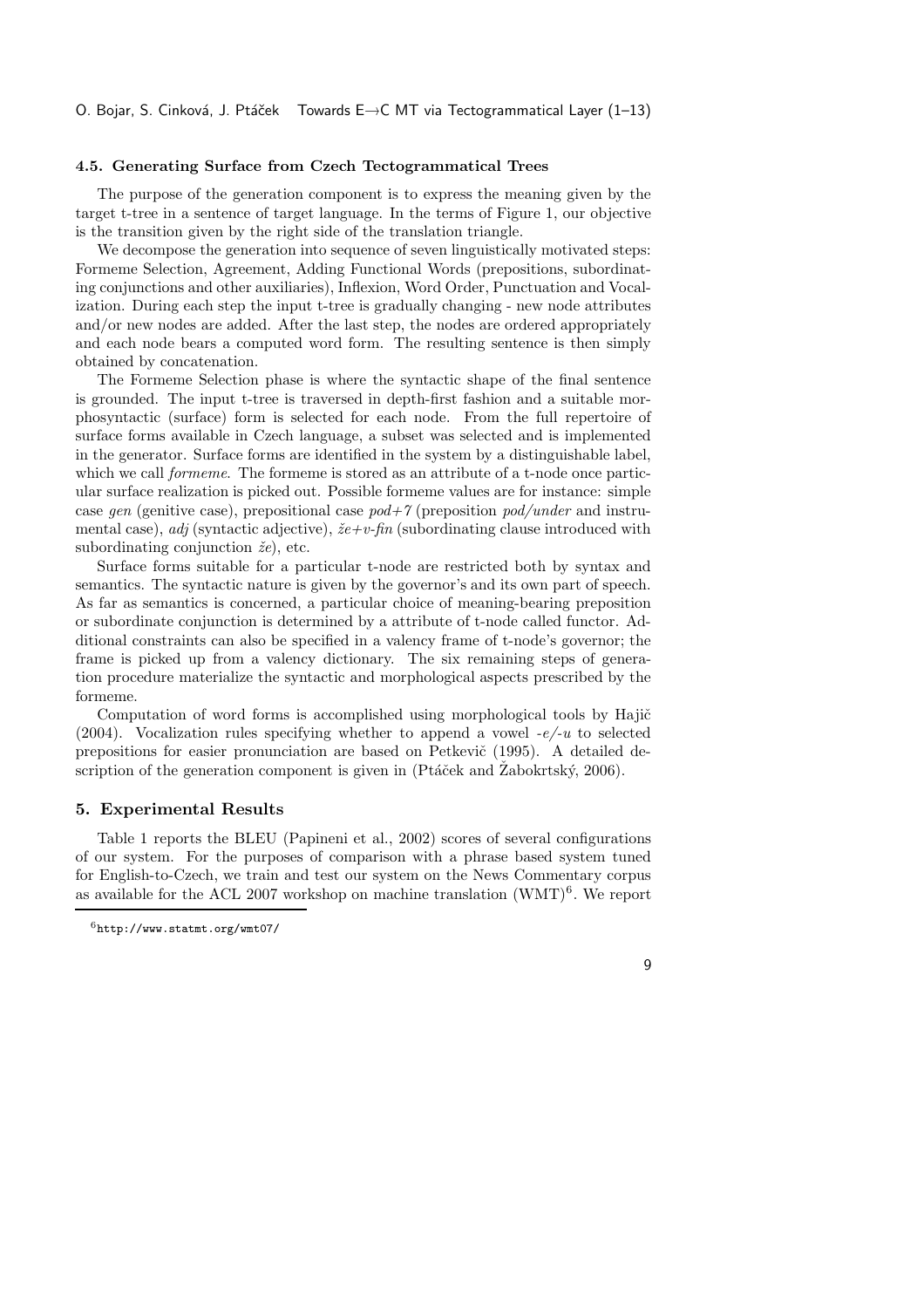### 4.5. Generating Surface from Czech Tectogrammatical Trees

The purpose of the generation component is to express the meaning given by the target t-tree in a sentence of target language. In the terms of Figure 1, our objective is the transition given by the right side of the translation triangle.

We decompose the generation into sequence of seven linguistically motivated steps: Formeme Selection, Agreement, Adding Functional Words (prepositions, subordinating conjunctions and other auxiliaries), Inflexion, Word Order, Punctuation and Vocalization. During each step the input t-tree is gradually changing - new node attributes and/or new nodes are added. After the last step, the nodes are ordered appropriately and each node bears a computed word form. The resulting sentence is then simply obtained by concatenation.

The Formeme Selection phase is where the syntactic shape of the final sentence is grounded. The input t-tree is traversed in depth-first fashion and a suitable morphosyntactic (surface) form is selected for each node. From the full repertoire of surface forms available in Czech language, a subset was selected and is implemented in the generator. Surface forms are identified in the system by a distinguishable label, which we call *formeme*. The formeme is stored as an attribute of a t-node once particular surface realization is picked out. Possible formeme values are for instance: simple case *gen* (genitive case), prepositional case *pod+7* (preposition *pod/under* and instrumental case), *adj* (syntactic adjective), *že+v-fin* (subordinating clause introduced with subordinating conjunction *že*), etc.

Surface forms suitable for a particular t-node are restricted both by syntax and semantics. The syntactic nature is given by the governor's and its own part of speech. As far as semantics is concerned, a particular choice of meaning-bearing preposition or subordinate conjunction is determined by a attribute of t-node called functor. Additional constraints can also be specified in a valency frame of t-node's governor; the frame is picked up from a valency dictionary. The six remaining steps of generation procedure materialize the syntactic and morphological aspects prescribed by the formeme.

Computation of word forms is accomplished using morphological tools by Hajič (2004). Vocalization rules specifying whether to append a vowel *-e/-u* to selected prepositions for easier pronunciation are based on Petkevič (1995). A detailed description of the generation component is given in (Ptáček and Žabokrtský, 2006).

## 5. Experimental Results

Table 1 reports the BLEU (Papineni et al., 2002) scores of several configurations of our system. For the purposes of comparison with a phrase based system tuned for English-to-Czech, we train and test our system on the News Commentary corpus as available for the ACL 2007 workshop on machine translation (WMT)[6]. We report

[6] http://www.statmt.org/wmt07/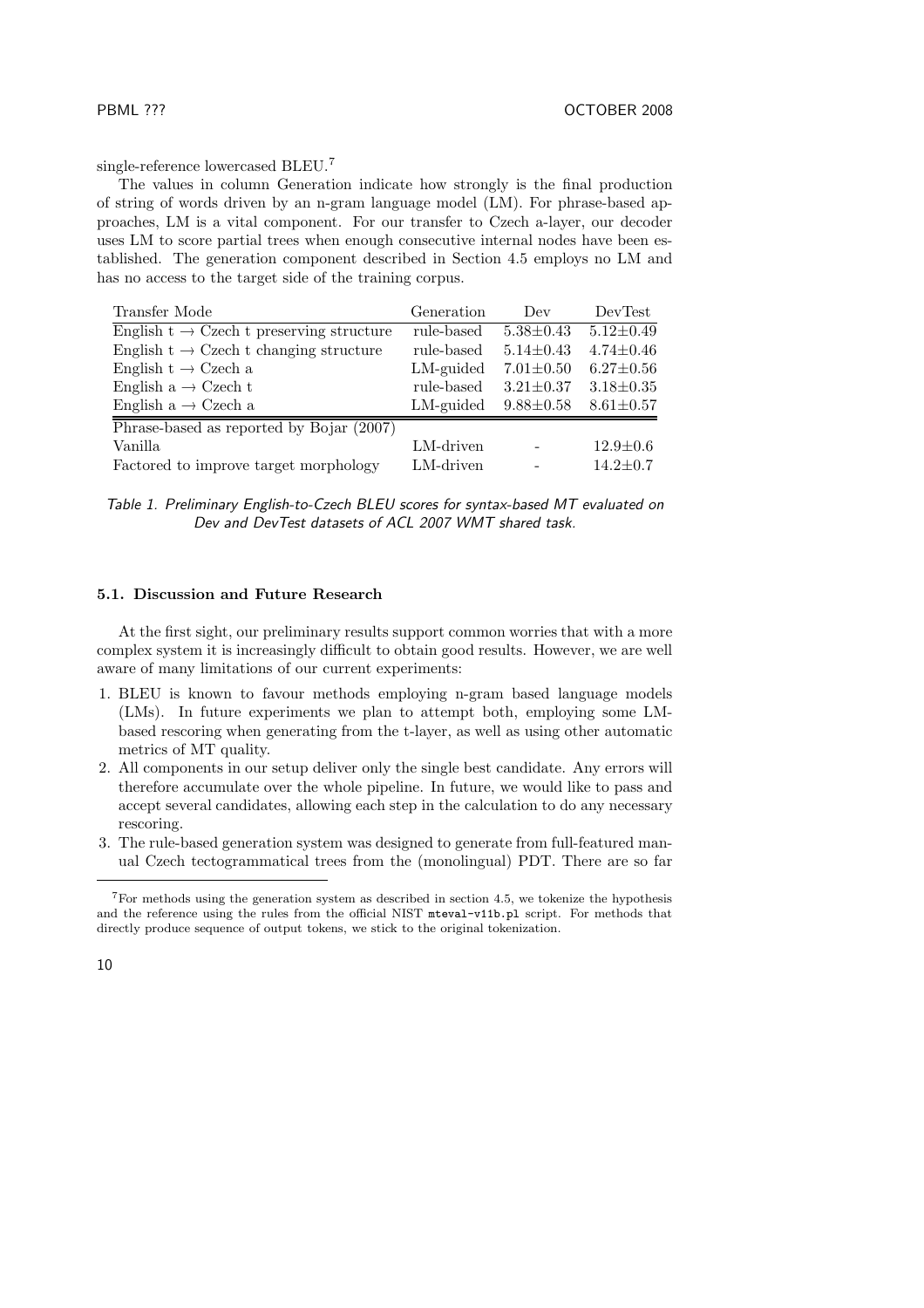single-reference lowercased BLEU.[7]

The values in column Generation indicate how strongly is the final production of string of words driven by an n-gram language model (LM). For phrase-based approaches, LM is a vital component. For our transfer to Czech a-layer, our decoder uses LM to score partial trees when enough consecutive internal nodes have been established. The generation component described in Section 4.5 employs no LM and has no access to the target side of the training corpus.

| Transfer Mode | Generation | Dev | DevTest |
|---|---|---|---|
| English t → Czech t preserving structure | rule-based | 5.38±0.43 | 5.12±0.49 |
| English t → Czech t changing structure | rule-based | 5.14±0.43 | 4.74±0.46 |
| English t → Czech a | LM-guided | 7.01±0.50 | 6.27±0.56 |
| English a → Czech t | rule-based | 3.21±0.37 | 3.18±0.35 |
| English a → Czech a | LM-guided | 9.88±0.58 | 8.61±0.57 |
| Phrase-based as reported by Bojar (2007) | | | |
| Vanilla | LM-driven | - | 12.9±0.6 |
| Factored to improve target morphology | LM-driven | - | 14.2±0.7 |

*Table 1. Preliminary English-to-Czech BLEU scores for syntax-based MT evaluated on Dev and DevTest datasets of ACL 2007 WMT shared task.*

### 5.1. Discussion and Future Research

At the first sight, our preliminary results support common worries that with a more complex system it is increasingly difficult to obtain good results. However, we are well aware of many limitations of our current experiments:

1. BLEU is known to favour methods employing n-gram based language models (LMs). In future experiments we plan to attempt both, employing some LM-based rescoring when generating from the t-layer, as well as using other automatic metrics of MT quality.
2. All components in our setup deliver only the single best candidate. Any errors will therefore accumulate over the whole pipeline. In future, we would like to pass and accept several candidates, allowing each step in the calculation to do any necessary rescoring.
3. The rule-based generation system was designed to generate from full-featured manual Czech tectogrammatical trees from the (monolingual) PDT. There are so far

[7] For methods using the generation system as described in section 4.5, we tokenize the hypothesis and the reference using the rules from the official NIST `mteval-v11b.pl` script. For methods that directly produce sequence of output tokens, we stick to the original tokenization.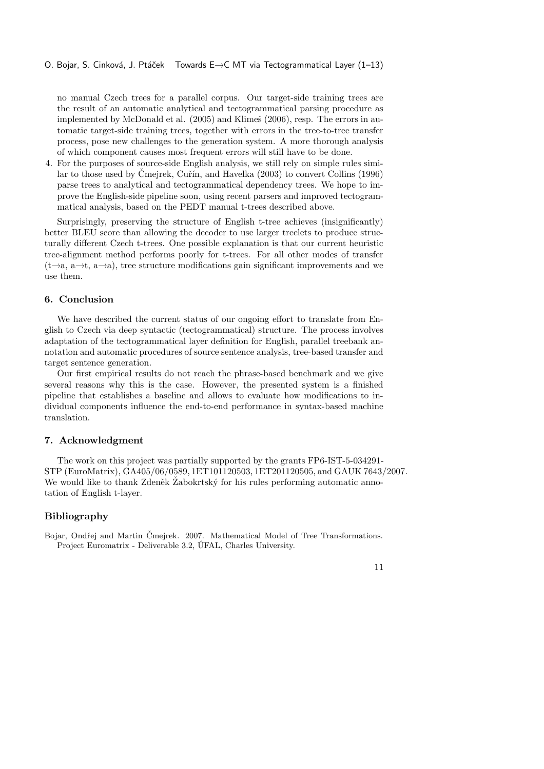no manual Czech trees for a parallel corpus. Our target-side training trees are the result of an automatic analytical and tectogrammatical parsing procedure as implemented by McDonald et al. (2005) and Klimeš (2006), resp. The errors in automatic target-side training trees, together with errors in the tree-to-tree transfer process, pose new challenges to the generation system. A more thorough analysis of which component causes most frequent errors will still have to be done.

4. For the purposes of source-side English analysis, we still rely on simple rules similar to those used by Čmejrek, Cuřín, and Havelka (2003) to convert Collins (1996) parse trees to analytical and tectogrammatical dependency trees. We hope to improve the English-side pipeline soon, using recent parsers and improved tectogrammatical analysis, based on the PEDT manual t-trees described above.

Surprisingly, preserving the structure of English t-tree achieves (insignificantly) better BLEU score than allowing the decoder to use larger treelets to produce structurally different Czech t-trees. One possible explanation is that our current heuristic tree-alignment method performs poorly for t-trees. For all other modes of transfer (t→a, a→t, a→a), tree structure modifications gain significant improvements and we use them.

## 6. Conclusion

We have described the current status of our ongoing effort to translate from English to Czech via deep syntactic (tectogrammatical) structure. The process involves adaptation of the tectogrammatical layer definition for English, parallel treebank annotation and automatic procedures of source sentence analysis, tree-based transfer and target sentence generation.

Our first empirical results do not reach the phrase-based benchmark and we give several reasons why this is the case. However, the presented system is a finished pipeline that establishes a baseline and allows to evaluate how modifications to individual components influence the end-to-end performance in syntax-based machine translation.

## 7. Acknowledgment

The work on this project was partially supported by the grants FP6-IST-5-034291-STP (EuroMatrix), GA405/06/0589, 1ET101120503, 1ET201120505, and GAUK 7643/2007. We would like to thank Zdeněk Žabokrtský for his rules performing automatic annotation of English t-layer.

## Bibliography

Bojar, Ondřej and Martin Čmejrek. 2007. Mathematical Model of Tree Transformations. Project Euromatrix - Deliverable 3.2, ÚFAL, Charles University.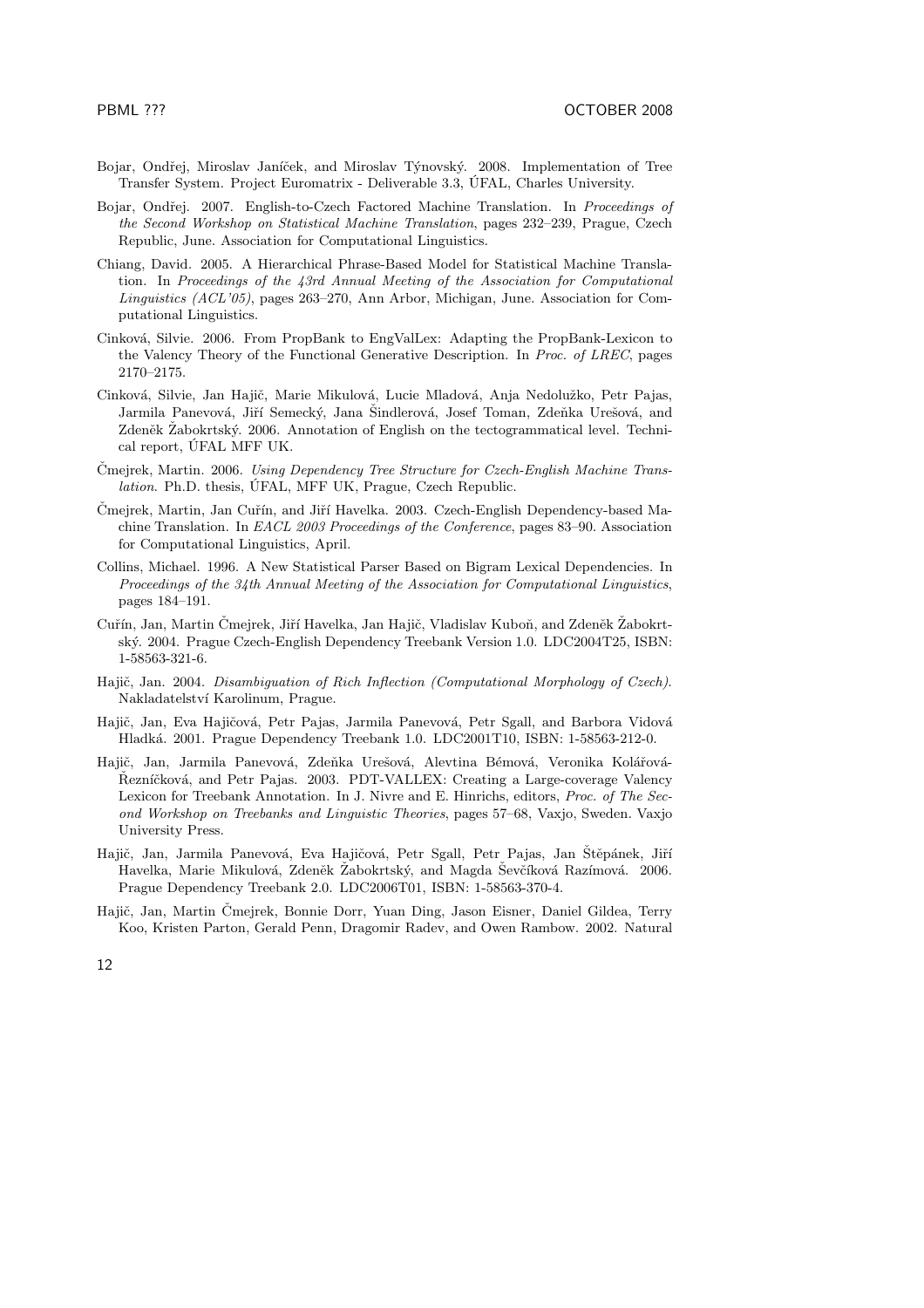Bojar, Ondřej, Miroslav Janíček, and Miroslav Týnovský. 2008. Implementation of Tree Transfer System. Project Euromatrix - Deliverable 3.3, ÚFAL, Charles University.

Bojar, Ondřej. 2007. English-to-Czech Factored Machine Translation. In *Proceedings of the Second Workshop on Statistical Machine Translation*, pages 232–239, Prague, Czech Republic, June. Association for Computational Linguistics.

Chiang, David. 2005. A Hierarchical Phrase-Based Model for Statistical Machine Translation. In *Proceedings of the 43rd Annual Meeting of the Association for Computational Linguistics (ACL'05)*, pages 263–270, Ann Arbor, Michigan, June. Association for Computational Linguistics.

Cinková, Silvie. 2006. From PropBank to EngValLex: Adapting the PropBank-Lexicon to the Valency Theory of the Functional Generative Description. In *Proc. of LREC*, pages 2170–2175.

Cinková, Silvie, Jan Hajič, Marie Mikulová, Lucie Mladová, Anja Nedolužko, Petr Pajas, Jarmila Panevová, Jiří Semecký, Jana Šindlerová, Josef Toman, Zdeňka Urešová, and Zdeněk Žabokrtský. 2006. Annotation of English on the tectogrammatical level. Technical report, ÚFAL MFF UK.

Čmejrek, Martin. 2006. *Using Dependency Tree Structure for Czech-English Machine Translation*. Ph.D. thesis, ÚFAL, MFF UK, Prague, Czech Republic.

Čmejrek, Martin, Jan Cuřín, and Jiří Havelka. 2003. Czech-English Dependency-based Machine Translation. In *EACL 2003 Proceedings of the Conference*, pages 83–90. Association for Computational Linguistics, April.

Collins, Michael. 1996. A New Statistical Parser Based on Bigram Lexical Dependencies. In *Proceedings of the 34th Annual Meeting of the Association for Computational Linguistics*, pages 184–191.

Cuřín, Jan, Martin Čmejrek, Jiří Havelka, Jan Hajič, Vladislav Kuboň, and Zdeněk Žabokrtský. 2004. Prague Czech-English Dependency Treebank Version 1.0. LDC2004T25, ISBN: 1-58563-321-6.

Hajič, Jan. 2004. *Disambiguation of Rich Inflection (Computational Morphology of Czech)*. Nakladatelství Karolinum, Prague.

Hajič, Jan, Eva Hajičová, Petr Pajas, Jarmila Panevová, Petr Sgall, and Barbora Vidová Hladká. 2001. Prague Dependency Treebank 1.0. LDC2001T10, ISBN: 1-58563-212-0.

Hajič, Jan, Jarmila Panevová, Zdeňka Urešová, Alevtina Bémová, Veronika Kolářová-Řezníčková, and Petr Pajas. 2003. PDT-VALLEX: Creating a Large-coverage Valency Lexicon for Treebank Annotation. In J. Nivre and E. Hinrichs, editors, *Proc. of The Second Workshop on Treebanks and Linguistic Theories*, pages 57–68, Vaxjo, Sweden. Vaxjo University Press.

Hajič, Jan, Jarmila Panevová, Eva Hajičová, Petr Sgall, Petr Pajas, Jan Štěpánek, Jiří Havelka, Marie Mikulová, Zdeněk Žabokrtský, and Magda Ševčíková Razímová. 2006. Prague Dependency Treebank 2.0. LDC2006T01, ISBN: 1-58563-370-4.

Hajič, Jan, Martin Čmejrek, Bonnie Dorr, Yuan Ding, Jason Eisner, Daniel Gildea, Terry Koo, Kristen Parton, Gerald Penn, Dragomir Radev, and Owen Rambow. 2002. Natural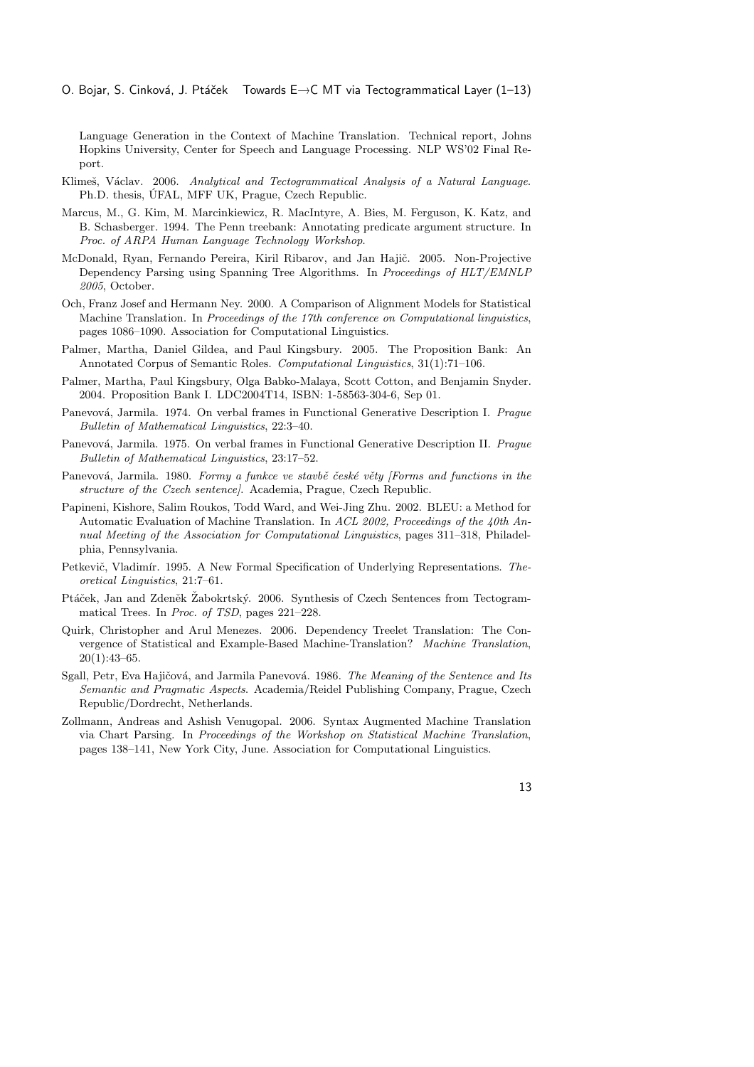Language Generation in the Context of Machine Translation. Technical report, Johns Hopkins University, Center for Speech and Language Processing. NLP WS'02 Final Report.

Klimeš, Václav. 2006. *Analytical and Tectogrammatical Analysis of a Natural Language*. Ph.D. thesis, ÚFAL, MFF UK, Prague, Czech Republic.

Marcus, M., G. Kim, M. Marcinkiewicz, R. MacIntyre, A. Bies, M. Ferguson, K. Katz, and B. Schasberger. 1994. The Penn treebank: Annotating predicate argument structure. In *Proc. of ARPA Human Language Technology Workshop*.

McDonald, Ryan, Fernando Pereira, Kiril Ribarov, and Jan Hajič. 2005. Non-Projective Dependency Parsing using Spanning Tree Algorithms. In *Proceedings of HLT/EMNLP 2005*, October.

Och, Franz Josef and Hermann Ney. 2000. A Comparison of Alignment Models for Statistical Machine Translation. In *Proceedings of the 17th conference on Computational linguistics*, pages 1086–1090. Association for Computational Linguistics.

Palmer, Martha, Daniel Gildea, and Paul Kingsbury. 2005. The Proposition Bank: An Annotated Corpus of Semantic Roles. *Computational Linguistics*, 31(1):71–106.

Palmer, Martha, Paul Kingsbury, Olga Babko-Malaya, Scott Cotton, and Benjamin Snyder. 2004. Proposition Bank I. LDC2004T14, ISBN: 1-58563-304-6, Sep 01.

Panevová, Jarmila. 1974. On verbal frames in Functional Generative Description I. *Prague Bulletin of Mathematical Linguistics*, 22:3–40.

Panevová, Jarmila. 1975. On verbal frames in Functional Generative Description II. *Prague Bulletin of Mathematical Linguistics*, 23:17–52.

Panevová, Jarmila. 1980. *Formy a funkce ve stavbě české věty [Forms and functions in the structure of the Czech sentence]*. Academia, Prague, Czech Republic.

Papineni, Kishore, Salim Roukos, Todd Ward, and Wei-Jing Zhu. 2002. BLEU: a Method for Automatic Evaluation of Machine Translation. In *ACL 2002, Proceedings of the 40th Annual Meeting of the Association for Computational Linguistics*, pages 311–318, Philadelphia, Pennsylvania.

Petkevič, Vladimír. 1995. A New Formal Specification of Underlying Representations. *Theoretical Linguistics*, 21:7–61.

Ptáček, Jan and Zdeněk Žabokrtský. 2006. Synthesis of Czech Sentences from Tectogrammatical Trees. In *Proc. of TSD*, pages 221–228.

Quirk, Christopher and Arul Menezes. 2006. Dependency Treelet Translation: The Convergence of Statistical and Example-Based Machine-Translation? *Machine Translation*, 20(1):43–65.

Sgall, Petr, Eva Hajičová, and Jarmila Panevová. 1986. *The Meaning of the Sentence and Its Semantic and Pragmatic Aspects*. Academia/Reidel Publishing Company, Prague, Czech Republic/Dordrecht, Netherlands.

Zollmann, Andreas and Ashish Venugopal. 2006. Syntax Augmented Machine Translation via Chart Parsing. In *Proceedings of the Workshop on Statistical Machine Translation*, pages 138–141, New York City, June. Association for Computational Linguistics.